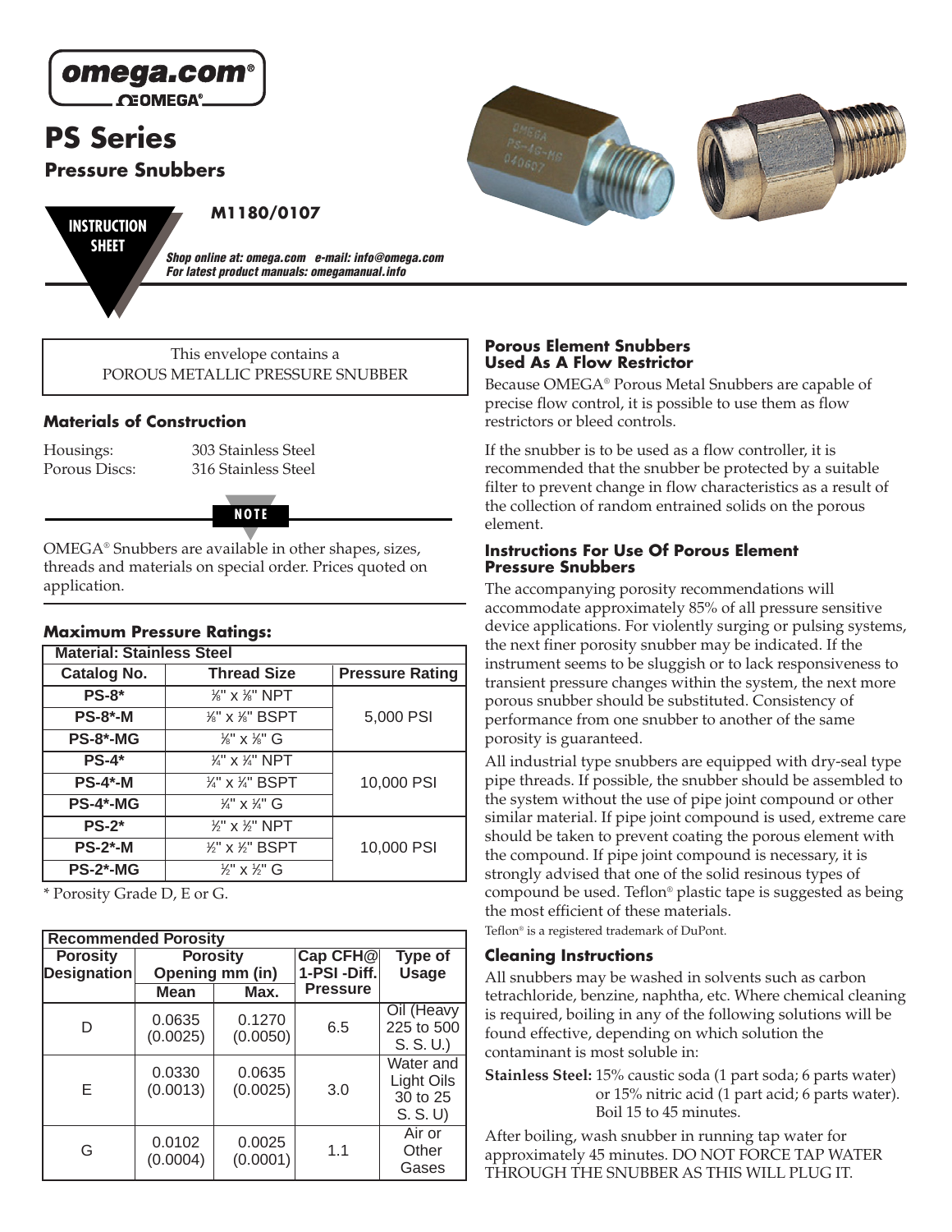omega.com®

# PS Series

## Pressure Snubbers

INSTRUCTION SHEET

**M1180/0107**

*Shop online at: omega.com   e-mail: info@omega.com*
*For latest product manuals: omegamanual.info*

This envelope contains a
POROUS METALLIC PRESSURE SNUBBER

### Materials of Construction

Housings: 303 Stainless Steel
Porous Discs: 316 Stainless Steel

**NOTE**

OMEGA® Snubbers are available in other shapes, sizes, threads and materials on special order. Prices quoted on application.

### Maximum Pressure Ratings:

| Material: Stainless Steel | | |
|---|---|---|
| **Catalog No.** | **Thread Size** | **Pressure Rating** |
| **PS-8*** | ⅛" x ⅛" NPT | 5,000 PSI |
| **PS-8*-M** | ⅛" x ⅛" BSPT | |
| **PS-8*-MG** | ⅛" x ⅛" G | |
| **PS-4*** | ¼" x ¼" NPT | 10,000 PSI |
| **PS-4*-M** | ¼" x ¼" BSPT | |
| **PS-4*-MG** | ¼" x ¼" G | |
| **PS-2*** | ½" x ½" NPT | 10,000 PSI |
| **PS-2*-M** | ½" x ½" BSPT | |
| **PS-2*-MG** | ½" x ½" G | |

* Porosity Grade D, E or G.

| Recommended Porosity | | | | |
|---|---|---|---|---|
| **Porosity Designation** | **Porosity Opening mm (in)** | | **Cap CFH@ 1-PSI -Diff. Pressure** | **Type of Usage** |
| | **Mean** | **Max.** | | |
| D | 0.0635 (0.0025) | 0.1270 (0.0050) | 6.5 | Oil (Heavy 225 to 500 S. S. U.) |
| E | 0.0330 (0.0013) | 0.0635 (0.0025) | 3.0 | Water and Light Oils 30 to 25 S. S. U) |
| G | 0.0102 (0.0004) | 0.0025 (0.0001) | 1.1 | Air or Other Gases |

### Porous Element Snubbers Used As A Flow Restrictor

Because OMEGA® Porous Metal Snubbers are capable of precise flow control, it is possible to use them as flow restrictors or bleed controls.

If the snubber is to be used as a flow controller, it is recommended that the snubber be protected by a suitable filter to prevent change in flow characteristics as a result of the collection of random entrained solids on the porous element.

### Instructions For Use Of Porous Element Pressure Snubbers

The accompanying porosity recommendations will accommodate approximately 85% of all pressure sensitive device applications. For violently surging or pulsing systems, the next finer porosity snubber may be indicated. If the instrument seems to be sluggish or to lack responsiveness to transient pressure changes within the system, the next more porous snubber should be substituted. Consistency of performance from one snubber to another of the same porosity is guaranteed.

All industrial type snubbers are equipped with dry-seal type pipe threads. If possible, the snubber should be assembled to the system without the use of pipe joint compound or other similar material. If pipe joint compound is used, extreme care should be taken to prevent coating the porous element with the compound. If pipe joint compound is necessary, it is strongly advised that one of the solid resinous types of compound be used. Teflon® plastic tape is suggested as being the most efficient of these materials.

Teflon® is a registered trademark of DuPont.

### Cleaning Instructions

All snubbers may be washed in solvents such as carbon tetrachloride, benzine, naphtha, etc. Where chemical cleaning is required, boiling in any of the following solutions will be found effective, depending on which solution the contaminant is most soluble in:

**Stainless Steel:** 15% caustic soda (1 part soda; 6 parts water) or 15% nitric acid (1 part acid; 6 parts water). Boil 15 to 45 minutes.

After boiling, wash snubber in running tap water for approximately 45 minutes. DO NOT FORCE TAP WATER THROUGH THE SNUBBER AS THIS WILL PLUG IT.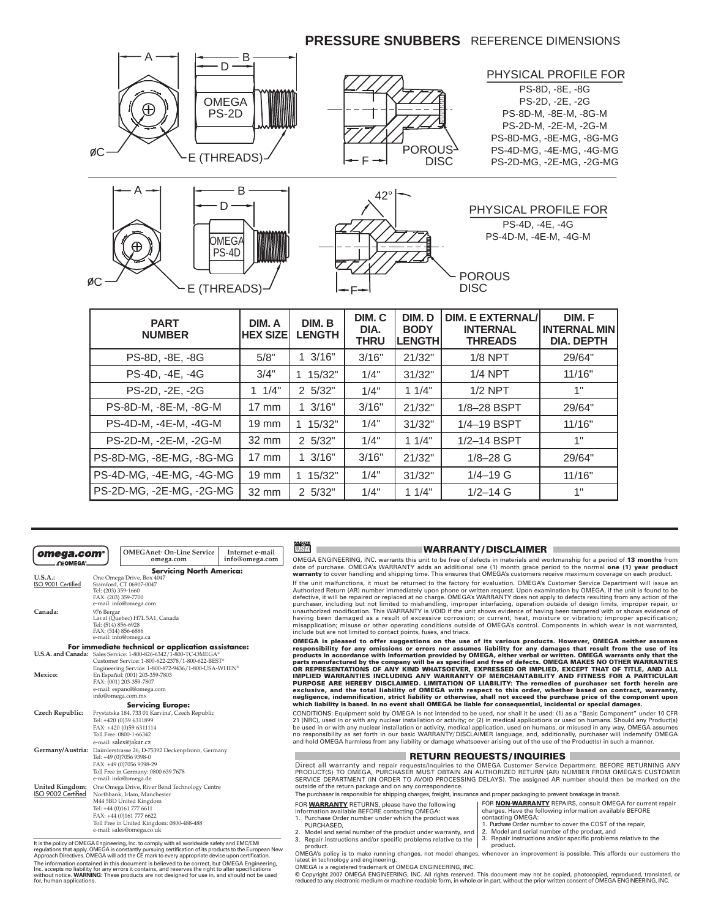## PRESSURE SNUBBERS REFERENCE DIMENSIONS

A

B

D

OMEGA PS-2D

ØC

E (THREADS)

F

POROUS DISC

PHYSICAL PROFILE FOR
PS-8D, -8E, -8G
PS-2D, -2E, -2G
PS-8D-M, -8E-M, -8G-M
PS-2D-M, -2E-M, -2G-M
PS-8D-MG, -8E-MG, -8G-MG
PS-4D-MG, -4E-MG, -4G-MG
PS-2D-MG, -2E-MG, -2G-MG

A

B

D

OMEGA PS-4D

ØC

E (THREADS)

42°

F

POROUS DISC

PHYSICAL PROFILE FOR
PS-4D, -4E, -4G
PS-4D-M, -4E-M, -4G-M

| PART NUMBER | DIM. A HEX SIZE | DIM. B LENGTH | DIM. C DIA. THRU | DIM. D BODY LENGTH | DIM. E EXTERNAL/ INTERNAL THREADS | DIM. F INTERNAL MIN DIA. DEPTH |
|---|---|---|---|---|---|---|
| PS-8D, -8E, -8G | 5/8" | 1 3/16" | 3/16" | 21/32" | 1/8 NPT | 29/64" |
| PS-4D, -4E, -4G | 3/4" | 1 15/32" | 1/4" | 31/32" | 1/4 NPT | 11/16" |
| PS-2D, -2E, -2G | 1 1/4" | 2 5/32" | 1/4" | 1 1/4" | 1/2 NPT | 1" |
| PS-8D-M, -8E-M, -8G-M | 17 mm | 1 3/16" | 3/16" | 21/32" | 1/8–28 BSPT | 29/64" |
| PS-4D-M, -4E-M, -4G-M | 19 mm | 1 15/32" | 1/4" | 31/32" | 1/4–19 BSPT | 11/16" |
| PS-2D-M, -2E-M, -2G-M | 32 mm | 2 5/32" | 1/4" | 1 1/4" | 1/2–14 BSPT | 1" |
| PS-8D-MG, -8E-MG, -8G-MG | 17 mm | 1 3/16" | 3/16" | 21/32" | 1/8–28 G | 29/64" |
| PS-4D-MG, -4E-MG, -4G-MG | 19 mm | 1 15/32" | 1/4" | 31/32" | 1/4–19 G | 11/16" |
| PS-2D-MG, -2E-MG, -2G-MG | 32 mm | 2 5/32" | 1/4" | 1 1/4" | 1/2–14 G | 1" |

**omega.com®** | **OMEGAnet® On-Line Service** omega.com | **Internet e-mail** info@omega.com

### Servicing North America:

**U.S.A.:** ISO 9001 Certified — One Omega Drive, Box 4047
Stamford, CT 06907-0047
Tel: (203) 359-1660
FAX: (203) 359-7700
e-mail: info@omega.com

**Canada:** 976 Bergar
Laval (Quebec) H7L 5A1, Canada
Tel: (514) 856-6928
FAX: (514) 856-6886
e-mail: info@omega.ca

### For immediate technical or application assistance:

**U.S.A. and Canada:** Sales Service: 1-800-826-6342/1-800-TC-OMEGA®
Customer Service: 1-800-622-2378/1-800-622-BEST®
Engineering Service: 1-800-872-9436/1-800-USA-WHEN®

**Mexico:** En Español: (001) 203-359-7803
FAX: (001) 203-359-7807
e-mail: espanol@omega.com
info@omega.com.mx

### Servicing Europe:

**Czech Republic:** Frystatska 184, 733 01 Karviná, Czech Republic
Tel: +420 (0)59 6311899
FAX: +420 (0)59 6311114
Toll Free: 0800-1-66342
e-mail: sales@jakar.cz

**Germany/Austria:** Daimlerstrasse 26, D-75392 Deckenpfronn, Germany
Tel: +49 (0)7056 9398-0
FAX: +49 (0)7056 9398-29
Toll Free in Germany: 0800 639 7678
e-mail: info@omega.de

**United Kingdom:** ISO 9002 Certified — One Omega Drive, River Bend Technology Centre
Northbank, Irlam, Manchester
M44 5BD United Kingdom
Tel: +44 (0)161 777 6611
FAX: +44 (0)161 777 6622
Toll Free in United Kingdom: 0800-488-488
e-mail: sales@omega.co.uk

It is the policy of OMEGA Engineering, Inc. to comply with all worldwide safety and EMC/EMI regulations that apply. OMEGA is constantly pursuing certification of its products to the European New Approach Directives. OMEGA will add the CE mark to every appropriate device upon certification.

The information contained in this document is believed to be correct, but OMEGA Engineering, Inc. accepts no liability for any errors it contains, and reserves the right to alter specifications without notice. **WARNING:** These products are not designed for use in, and should not be used for, human applications.

### WARRANTY/DISCLAIMER

OMEGA ENGINEERING, INC. warrants this unit to be free of defects in materials and workmanship for a period of **13 months** from date of purchase. OMEGA's WARRANTY adds an additional one (1) month grace period to the normal **one (1) year product warranty** to cover handling and shipping time. This ensures that OMEGA's customers receive maximum coverage on each product.

If the unit malfunctions, it must be returned to the factory for evaluation. OMEGA's Customer Service Department will issue an Authorized Return (AR) number immediately upon phone or written request. Upon examination by OMEGA, if the unit is found to be defective, it will be repaired or replaced at no charge. OMEGA's WARRANTY does not apply to defects resulting from any action of the purchaser, including but not limited to mishandling, improper interfacing, operation outside of design limits, improper repair, or unauthorized modification. This WARRANTY is VOID if the unit shows evidence of having been tampered with or shows evidence of having been damaged as a result of excessive corrosion; or current, heat, moisture or vibration; improper specification; misapplication; misuse or other operating conditions outside of OMEGA's control. Components in which wear is not warranted, include but are not limited to contact points, fuses, and triacs.

**OMEGA is pleased to offer suggestions on the use of its various products. However, OMEGA neither assumes responsibility for any omissions or errors nor assumes liability for any damages that result from the use of its products in accordance with information provided by OMEGA, either verbal or written. OMEGA warrants only that the parts manufactured by the company will be as specified and free of defects. OMEGA MAKES NO OTHER WARRANTIES OR REPRESENTATIONS OF ANY KIND WHATSOEVER, EXPRESSED OR IMPLIED, EXCEPT THAT OF TITLE, AND ALL IMPLIED WARRANTIES INCLUDING ANY WARRANTY OF MERCHANTABILITY AND FITNESS FOR A PARTICULAR PURPOSE ARE HEREBY DISCLAIMED. LIMITATION OF LIABILITY: The remedies of purchaser set forth herein are exclusive, and the total liability of OMEGA with respect to this order, whether based on contract, warranty, negligence, indemnification, strict liability or otherwise, shall not exceed the purchase price of the component upon which liability is based. In no event shall OMEGA be liable for consequential, incidental or special damages.**

CONDITIONS: Equipment sold by OMEGA is not intended to be used, nor shall it be used: (1) as a "Basic Component" under 10 CFR 21 (NRC), used in or with any nuclear installation or activity; or (2) in medical applications or used on humans. Should any Product(s) be used in or with any nuclear installation or activity, medical application, used on humans, or misused in any way, OMEGA assumes no responsibility as set forth in our basic WARRANTY/DISCLAIMER language, and, additionally, purchaser will indemnify OMEGA and hold OMEGA harmless from any liability or damage whatsoever arising out of the use of the Product(s) in such a manner.

### RETURN REQUESTS/INQUIRIES

Direct all warranty and repair requests/inquiries to the OMEGA Customer Service Department. BEFORE RETURNING ANY PRODUCT(S) TO OMEGA, PURCHASER MUST OBTAIN AN AUTHORIZED RETURN (AR) NUMBER FROM OMEGA'S CUSTOMER SERVICE DEPARTMENT (IN ORDER TO AVOID PROCESSING DELAYS). The assigned AR number should then be marked on the outside of the return package and on any correspondence.

The purchaser is responsible for shipping charges, freight, insurance and proper packaging to prevent breakage in transit.

FOR **WARRANTY** RETURNS, please have the following information available BEFORE contacting OMEGA:
1. Purchase Order number under which the product was PURCHASED,
2. Model and serial number of the product under warranty, and
3. Repair instructions and/or specific problems relative to the product.

FOR **NON-WARRANTY** REPAIRS, consult OMEGA for current repair charges. Have the following information available BEFORE contacting OMEGA:
1. Purchase Order number to cover the COST of the repair,
2. Model and serial number of the product, and
3. Repair instructions and/or specific problems relative to the product.

OMEGA's policy is to make running changes, not model changes, whenever an improvement is possible. This affords our customers the latest in technology and engineering.

OMEGA is a registered trademark of OMEGA ENGINEERING, INC.

© Copyright 2007 OMEGA ENGINEERING, INC. All rights reserved. This document may not be copied, photocopied, reproduced, translated, or reduced to any electronic medium or machine-readable form, in whole or in part, without the prior written consent of OMEGA ENGINEERING, INC.